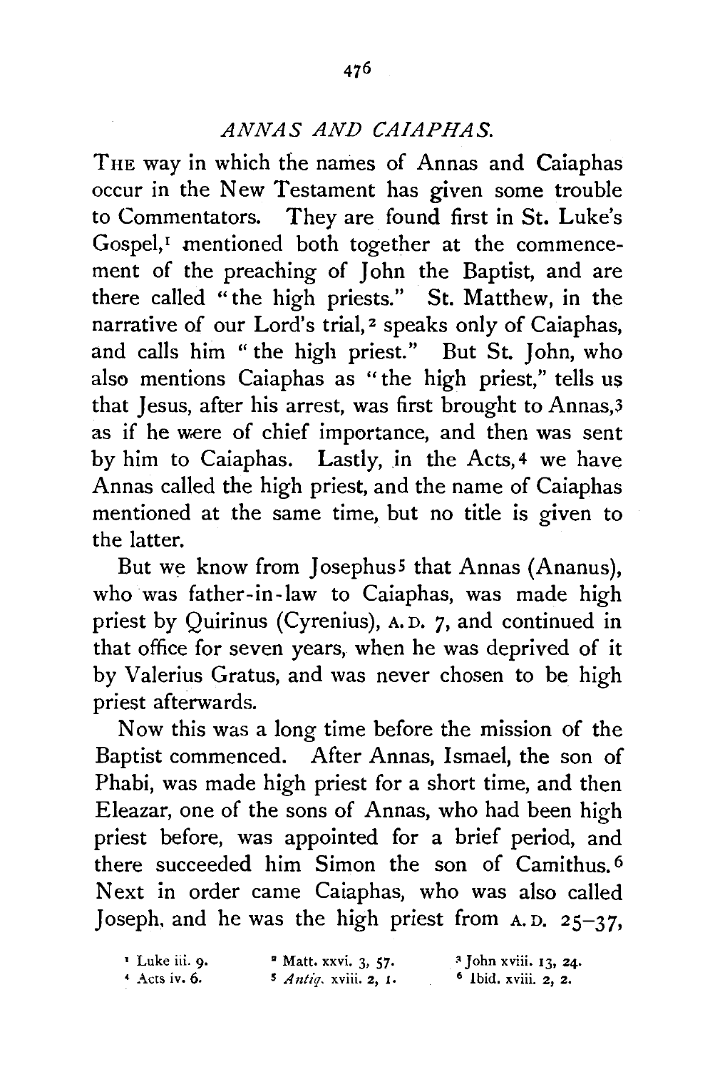## *ANNAS AND CAIAPHAS.*

THE way in which the names of Annas and Caiaphas occur in the New Testament has given some trouble to Commentators. They are found first in St. Luke's Gospel,[1] mentioned both together at the commencement of the preaching of John the Baptist, and are there called "the high priests." St. Matthew, in the narrative of our Lord's trial,[2] speaks only of Caiaphas, and calls him "the high priest." But St. John, who also mentions Caiaphas as "the high priest," tells us that Jesus, after his arrest, was first brought to Annas,[3] as if he were of chief importance, and then was sent by him to Caiaphas. Lastly, in the Acts,[4] we have Annas called the high priest, and the name of Caiaphas mentioned at the same time, but no title is given to the latter.

But we know from Josephus[5] that Annas (Ananus), who was father-in-law to Caiaphas, was made high priest by Quirinus (Cyrenius), A.D. 7, and continued in that office for seven years, when he was deprived of it by Valerius Gratus, and was never chosen to be high priest afterwards.

Now this was a long time before the mission of the Baptist commenced. After Annas, Ismael, the son of Phabi, was made high priest for a short time, and then Eleazar, one of the sons of Annas, who had been high priest before, was appointed for a brief period, and there succeeded him Simon the son of Camithus.[6] Next in order came Caiaphas, who was also called Joseph, and he was the high priest from A.D. 25–37,

[1] Luke iii. 9.
[2] Matt. xxvi. 3, 57.
[3] John xviii. 13, 24.
[4] Acts iv. 6.
[5] *Antiq.* xviii. 2, 1.
[6] Ibid. xviii. 2, 2.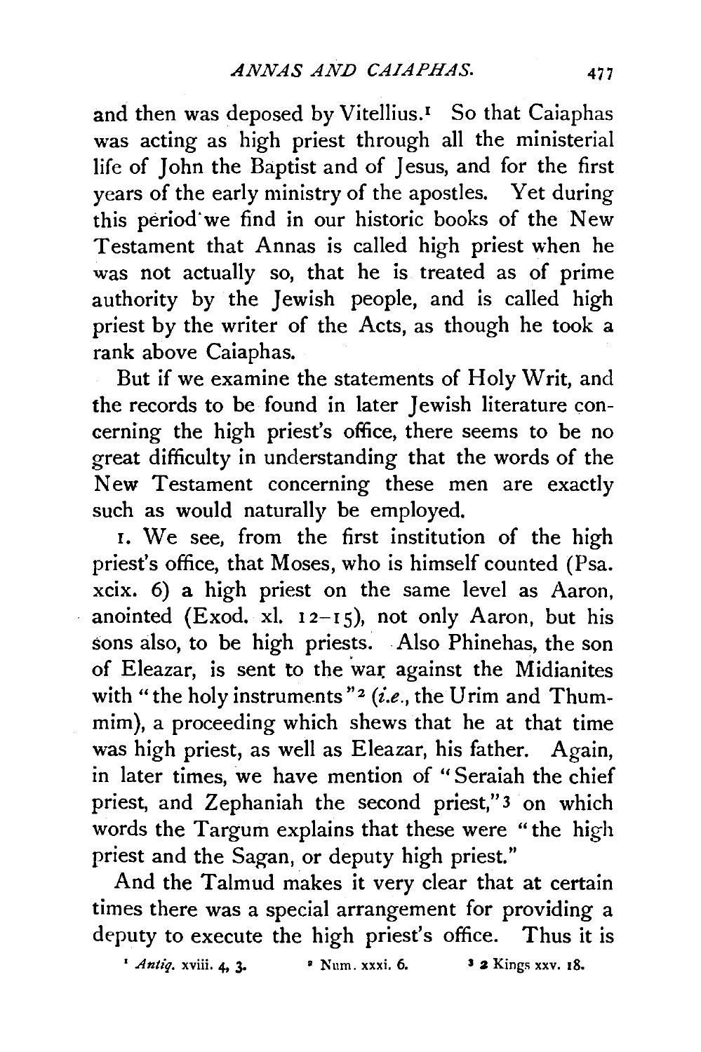and then was deposed by Vitellius.[1] So that Caiaphas was acting as high priest through all the ministerial life of John the Baptist and of Jesus, and for the first years of the early ministry of the apostles. Yet during this period we find in our historic books of the New Testament that Annas is called high priest when he was not actually so, that he is treated as of prime authority by the Jewish people, and is called high priest by the writer of the Acts, as though he took a rank above Caiaphas.

But if we examine the statements of Holy Writ, and the records to be found in later Jewish literature concerning the high priest's office, there seems to be no great difficulty in understanding that the words of the New Testament concerning these men are exactly such as would naturally be employed.

1. We see, from the first institution of the high priest's office, that Moses, who is himself counted (Psa. xcix. 6) a high priest on the same level as Aaron, anointed (Exod. xl. 12–15), not only Aaron, but his sons also, to be high priests. Also Phinehas, the son of Eleazar, is sent to the war against the Midianites with "the holy instruments"[2] (*i.e.*, the Urim and Thummim), a proceeding which shews that he at that time was high priest, as well as Eleazar, his father. Again, in later times, we have mention of "Seraiah the chief priest, and Zephaniah the second priest,"[3] on which words the Targum explains that these were "the high priest and the Sagan, or deputy high priest."

And the Talmud makes it very clear that at certain times there was a special arrangement for providing a deputy to execute the high priest's office. Thus it is

[1] *Antiq.* xviii. 4, 3. [2] Num. xxxi. 6. [3] 2 Kings xxv. 18.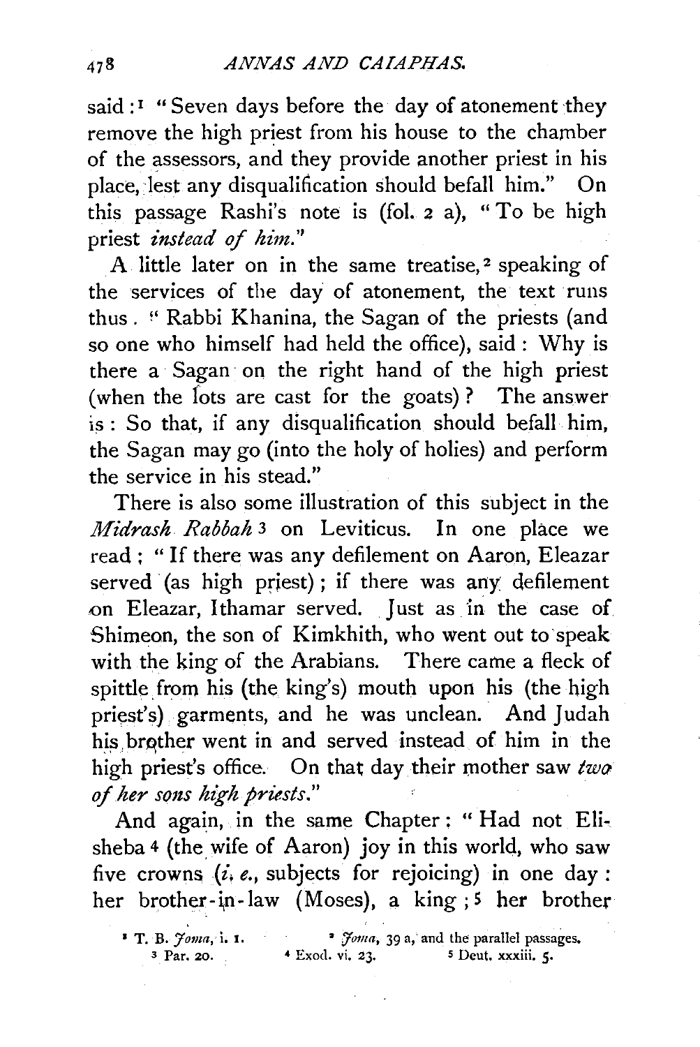said :[1] "Seven days before the day of atonement they remove the high priest from his house to the chamber of the assessors, and they provide another priest in his place, lest any disqualification should befall him." On this passage Rashi's note is (fol. 2 a), "To be high priest *instead of him.*"

A little later on in the same treatise,[2] speaking of the services of the day of atonement, the text runs thus. "Rabbi Khanina, the Sagan of the priests (and so one who himself had held the office), said : Why is there a Sagan on the right hand of the high priest (when the lots are cast for the goats)? The answer is : So that, if any disqualification should befall him, the Sagan may go (into the holy of holies) and perform the service in his stead."

There is also some illustration of this subject in the *Midrash Rabbah*[3] on Leviticus. In one place we read ; "If there was any defilement on Aaron, Eleazar served (as high priest) ; if there was any defilement on Eleazar, Ithamar served. Just as in the case of Shimeon, the son of Kimkhith, who went out to speak with the king of the Arabians. There came a fleck of spittle from his (the king's) mouth upon his (the high priest's) garments, and he was unclean. And Judah his brother went in and served instead of him in the high priest's office. On that day their mother saw *two of her sons high priests.*"

And again, in the same Chapter : "Had not Elisheba[4] (the wife of Aaron) joy in this world, who saw five crowns (*i. e.*, subjects for rejoicing) in one day : her brother-in-law (Moses), a king ;[5] her brother

[1] T. B. *Joma*, i. 1.
[2] *Joma*, 39 a, and the parallel passages.
[3] Par. 20.
[4] Exod. vi. 23.
[5] Deut. xxxiii. 5.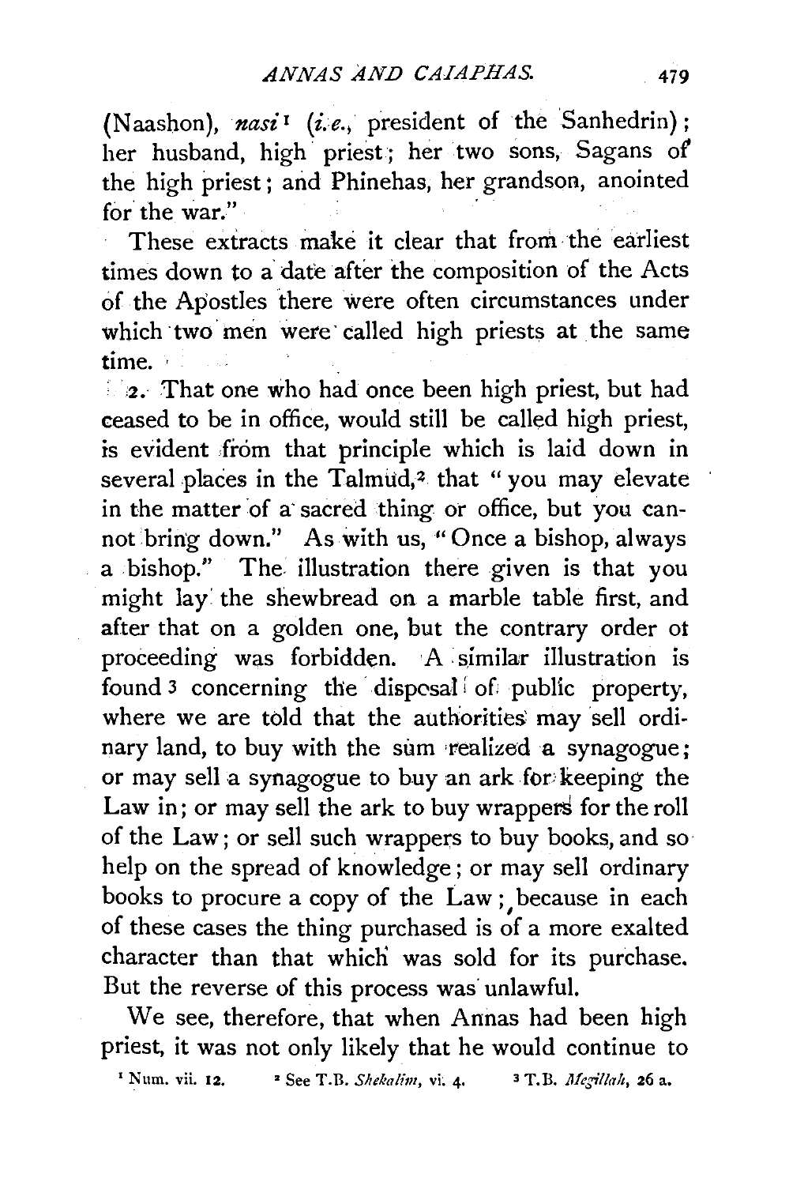(Naashon), *nasi*[1] (*i.e.*, president of the Sanhedrin); her husband, high priest; her two sons, Sagans of the high priest; and Phinehas, her grandson, anointed for the war."

These extracts make it clear that from the earliest times down to a date after the composition of the Acts of the Apostles there were often circumstances under which two men were called high priests at the same time.

2. That one who had once been high priest, but had ceased to be in office, would still be called high priest, is evident from that principle which is laid down in several places in the Talmud,[2] that "you may elevate in the matter of a sacred thing or office, but you cannot bring down." As with us, "Once a bishop, always a bishop." The illustration there given is that you might lay the shewbread on a marble table first, and after that on a golden one, but the contrary order ot proceeding was forbidden. A similar illustration is found[3] concerning the disposal of public property, where we are told that the authorities may sell ordinary land, to buy with the sum realized a synagogue; or may sell a synagogue to buy an ark for keeping the Law in; or may sell the ark to buy wrappers for the roll of the Law; or sell such wrappers to buy books, and so help on the spread of knowledge; or may sell ordinary books to procure a copy of the Law; because in each of these cases the thing purchased is of a more exalted character than that which was sold for its purchase. But the reverse of this process was unlawful.

We see, therefore, that when Annas had been high priest, it was not only likely that he would continue to

[1] Num. vii. 12. [2] See T.B. *Shekalim*, vi. 4. [3] T.B. *Megillah*, 26 a.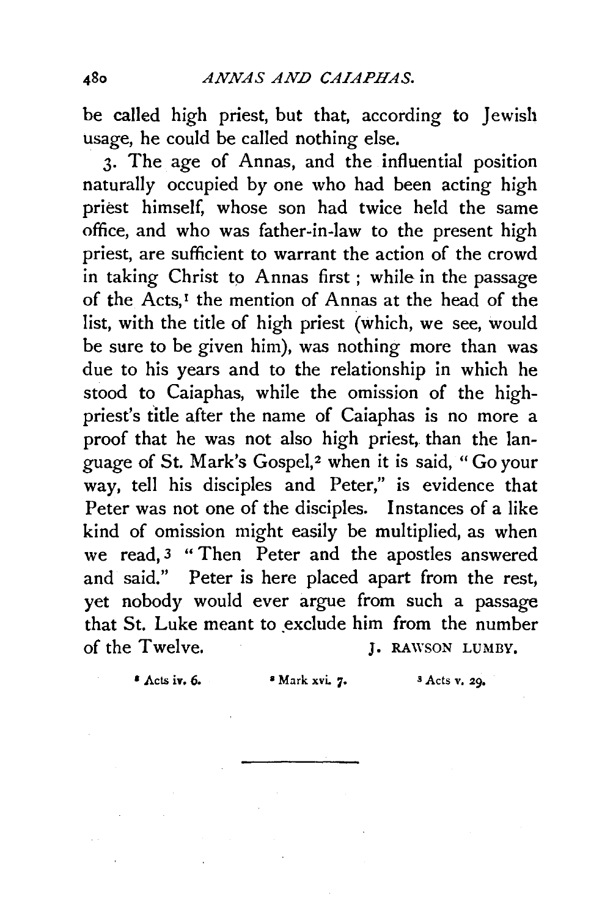be called high priest, but that, according to Jewish usage, he could be called nothing else.

3. The age of Annas, and the influential position naturally occupied by one who had been acting high priest himself, whose son had twice held the same office, and who was father-in-law to the present high priest, are sufficient to warrant the action of the crowd in taking Christ to Annas first; while in the passage of the Acts,[1] the mention of Annas at the head of the list, with the title of high priest (which, we see, would be sure to be given him), was nothing more than was due to his years and to the relationship in which he stood to Caiaphas, while the omission of the high-priest's title after the name of Caiaphas is no more a proof that he was not also high priest, than the language of St. Mark's Gospel,[2] when it is said, "Go your way, tell his disciples and Peter," is evidence that Peter was not one of the disciples. Instances of a like kind of omission might easily be multiplied, as when we read,[3] "Then Peter and the apostles answered and said." Peter is here placed apart from the rest, yet nobody would ever argue from such a passage that St. Luke meant to exclude him from the number of the Twelve.

J. RAWSON LUMBY.

[1] Acts iv. 6. [2] Mark xvi. 7. [3] Acts v. 29.